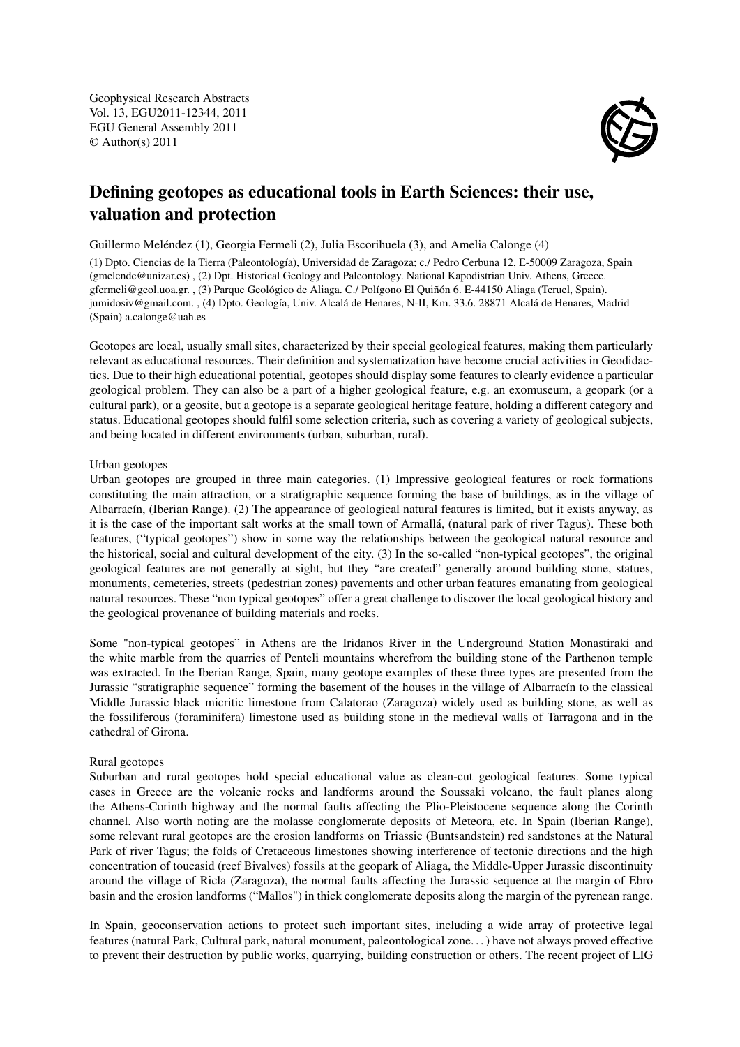Geophysical Research Abstracts
Vol. 13, EGU2011-12344, 2011
EGU General Assembly 2011
© Author(s) 2011

# Defining geotopes as educational tools in Earth Sciences: their use, valuation and protection

Guillermo Meléndez (1), Georgia Fermeli (2), Julia Escorihuela (3), and Amelia Calonge (4)

(1) Dpto. Ciencias de la Tierra (Paleontología), Universidad de Zaragoza; c./ Pedro Cerbuna 12, E-50009 Zaragoza, Spain (gmelende@unizar.es) , (2) Dpt. Historical Geology and Paleontology. National Kapodistrian Univ. Athens, Greece. gfermeli@geol.uoa.gr. , (3) Parque Geológico de Aliaga. C./ Polígono El Quiñón 6. E-44150 Aliaga (Teruel, Spain). jumidosiv@gmail.com. , (4) Dpto. Geología, Univ. Alcalá de Henares, N-II, Km. 33.6. 28871 Alcalá de Henares, Madrid (Spain) a.calonge@uah.es

Geotopes are local, usually small sites, characterized by their special geological features, making them particularly relevant as educational resources. Their definition and systematization have become crucial activities in Geodidactics. Due to their high educational potential, geotopes should display some features to clearly evidence a particular geological problem. They can also be a part of a higher geological feature, e.g. an exomuseum, a geopark (or a cultural park), or a geosite, but a geotope is a separate geological heritage feature, holding a different category and status. Educational geotopes should fulfil some selection criteria, such as covering a variety of geological subjects, and being located in different environments (urban, suburban, rural).

Urban geotopes

Urban geotopes are grouped in three main categories. (1) Impressive geological features or rock formations constituting the main attraction, or a stratigraphic sequence forming the base of buildings, as in the village of Albarracín, (Iberian Range). (2) The appearance of geological natural features is limited, but it exists anyway, as it is the case of the important salt works at the small town of Armallá, (natural park of river Tagus). These both features, ("typical geotopes") show in some way the relationships between the geological natural resource and the historical, social and cultural development of the city. (3) In the so-called "non-typical geotopes", the original geological features are not generally at sight, but they "are created" generally around building stone, statues, monuments, cemeteries, streets (pedestrian zones) pavements and other urban features emanating from geological natural resources. These "non typical geotopes" offer a great challenge to discover the local geological history and the geological provenance of building materials and rocks.

Some "non-typical geotopes" in Athens are the Iridanos River in the Underground Station Monastiraki and the white marble from the quarries of Penteli mountains wherefrom the building stone of the Parthenon temple was extracted. In the Iberian Range, Spain, many geotope examples of these three types are presented from the Jurassic "stratigraphic sequence" forming the basement of the houses in the village of Albarracín to the classical Middle Jurassic black micritic limestone from Calatorao (Zaragoza) widely used as building stone, as well as the fossiliferous (foraminifera) limestone used as building stone in the medieval walls of Tarragona and in the cathedral of Girona.

Rural geotopes

Suburban and rural geotopes hold special educational value as clean-cut geological features. Some typical cases in Greece are the volcanic rocks and landforms around the Soussaki volcano, the fault planes along the Athens-Corinth highway and the normal faults affecting the Plio-Pleistocene sequence along the Corinth channel. Also worth noting are the molasse conglomerate deposits of Meteora, etc. In Spain (Iberian Range), some relevant rural geotopes are the erosion landforms on Triassic (Buntsandstein) red sandstones at the Natural Park of river Tagus; the folds of Cretaceous limestones showing interference of tectonic directions and the high concentration of toucasid (reef Bivalves) fossils at the geopark of Aliaga, the Middle-Upper Jurassic discontinuity around the village of Ricla (Zaragoza), the normal faults affecting the Jurassic sequence at the margin of Ebro basin and the erosion landforms ("Mallos") in thick conglomerate deposits along the margin of the pyrenean range.

In Spain, geoconservation actions to protect such important sites, including a wide array of protective legal features (natural Park, Cultural park, natural monument, paleontological zone. . . ) have not always proved effective to prevent their destruction by public works, quarrying, building construction or others. The recent project of LIG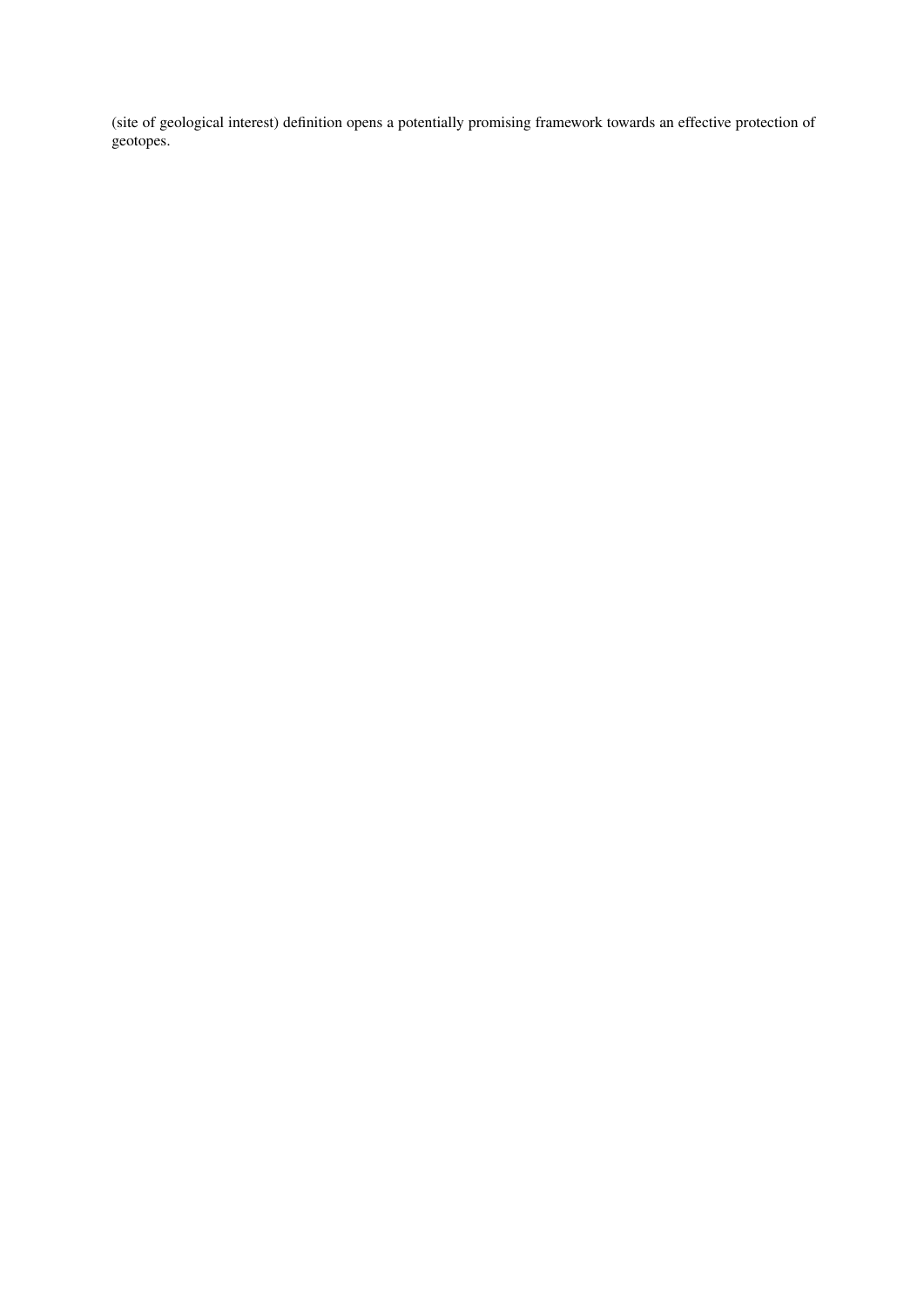(site of geological interest) definition opens a potentially promising framework towards an effective protection of geotopes.